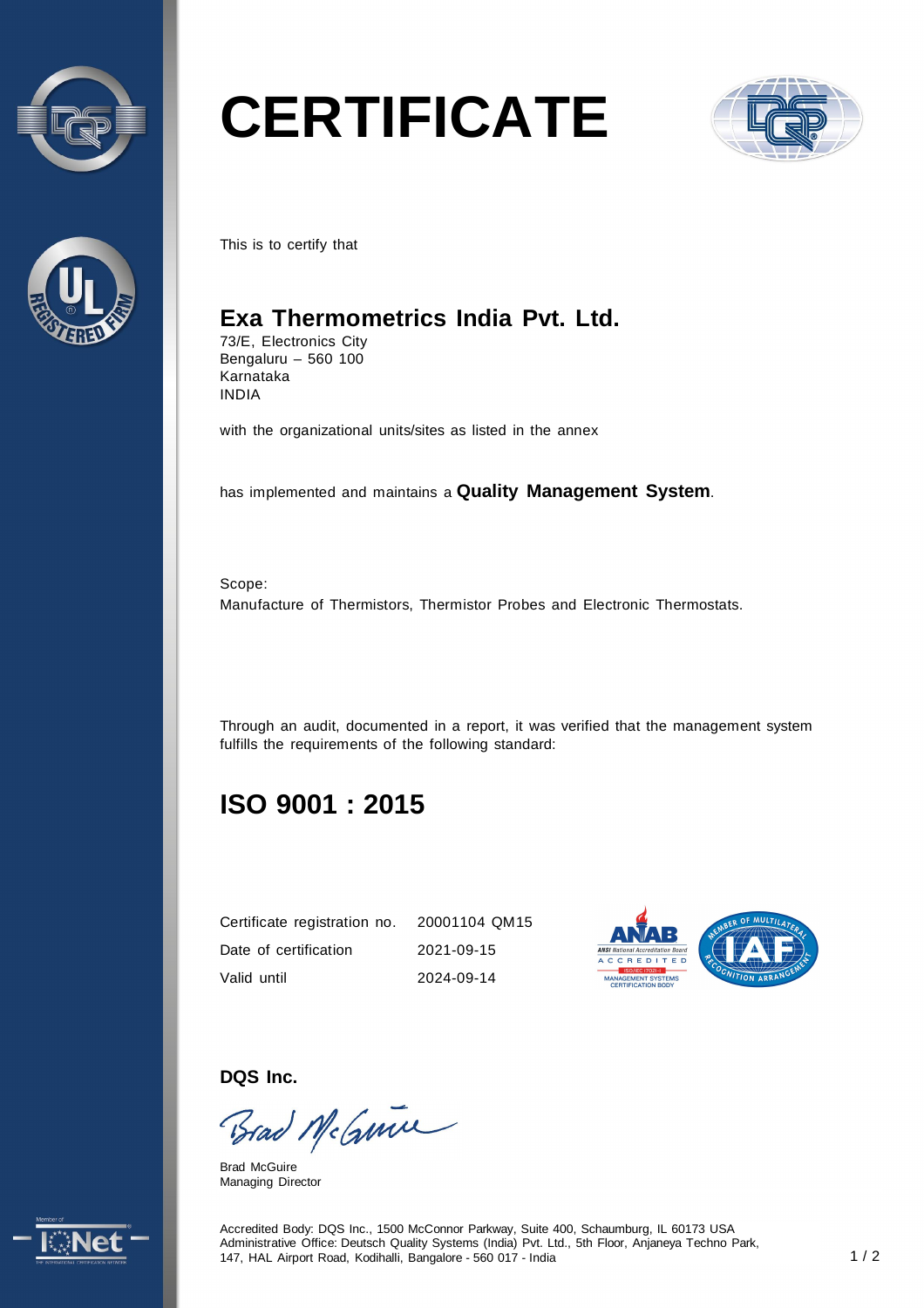# CERTIFICATE

This is to certify that

## Exa Thermometrics India Pvt. Ltd.

73/E, Electronics City
Bengaluru – 560 100
Karnataka
INDIA

with the organizational units/sites as listed in the annex

has implemented and maintains a **Quality Management System**.

Scope:
Manufacture of Thermistors, Thermistor Probes and Electronic Thermostats.

Through an audit, documented in a report, it was verified that the management system fulfills the requirements of the following standard:

## ISO 9001 : 2015

| | |
|---|---|
| Certificate registration no. | 20001104 QM15 |
| Date of certification | 2021-09-15 |
| Valid until | 2024-09-14 |

**DQS Inc.**

Brad McGuire
Managing Director

Accredited Body: DQS Inc., 1500 McConnor Parkway, Suite 400, Schaumburg, IL 60173 USA
Administrative Office: Deutsch Quality Systems (India) Pvt. Ltd., 5th Floor, Anjaneya Techno Park, 147, HAL Airport Road, Kodihalli, Bangalore - 560 017 - India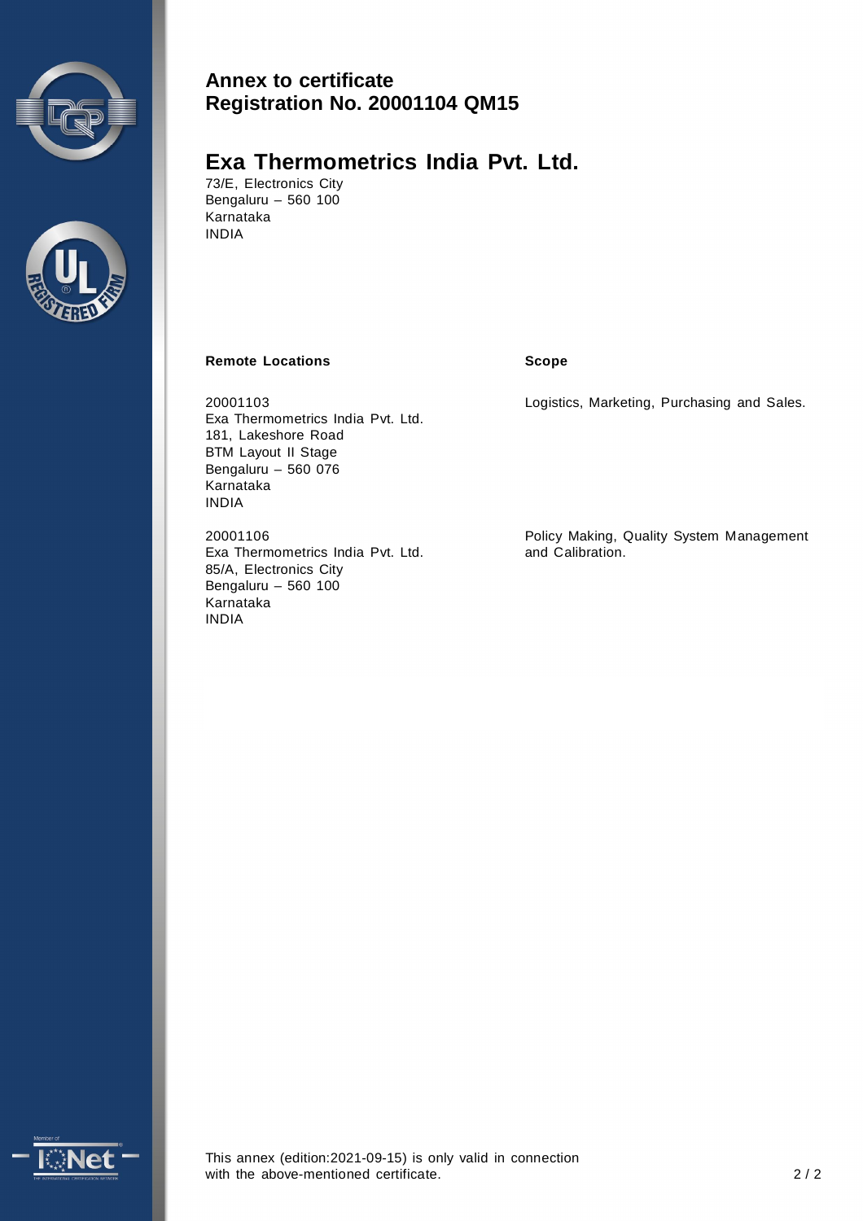**Annex to certificate**
**Registration No. 20001104 QM15**

# Exa Thermometrics India Pvt. Ltd.

73/E, Electronics City
Bengaluru – 560 100
Karnataka
INDIA

| Remote Locations | Scope |
| --- | --- |
| 20001103<br>Exa Thermometrics India Pvt. Ltd.<br>181, Lakeshore Road<br>BTM Layout II Stage<br>Bengaluru – 560 076<br>Karnataka<br>INDIA | Logistics, Marketing, Purchasing and Sales. |
| 20001106<br>Exa Thermometrics India Pvt. Ltd.<br>85/A, Electronics City<br>Bengaluru – 560 100<br>Karnataka<br>INDIA | Policy Making, Quality System Management and Calibration. |

This annex (edition:2021-09-15) is only valid in connection with the above-mentioned certificate.